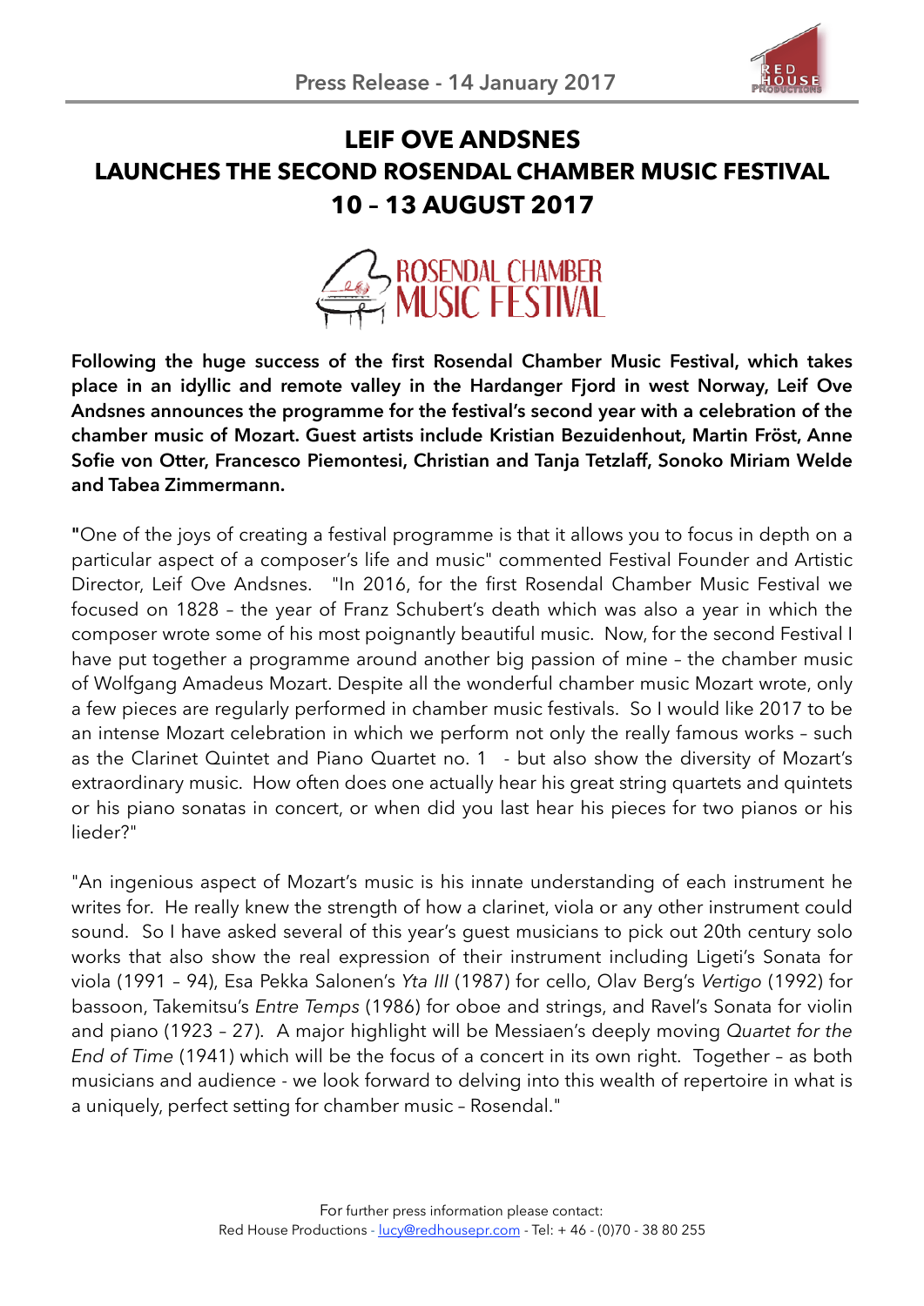Press Release - 14 January 2017

# LEIF OVE ANDSNES
# LAUNCHES THE SECOND ROSENDAL CHAMBER MUSIC FESTIVAL
# 10 – 13 AUGUST 2017

ROSENDAL CHAMBER MUSIC FESTIVAL

**Following the huge success of the first Rosendal Chamber Music Festival, which takes place in an idyllic and remote valley in the Hardanger Fjord in west Norway, Leif Ove Andsnes announces the programme for the festival's second year with a celebration of the chamber music of Mozart. Guest artists include Kristian Bezuidenhout, Martin Fröst, Anne Sofie von Otter, Francesco Piemontesi, Christian and Tanja Tetzlaff, Sonoko Miriam Welde and Tabea Zimmermann.**

"One of the joys of creating a festival programme is that it allows you to focus in depth on a particular aspect of a composer's life and music" commented Festival Founder and Artistic Director, Leif Ove Andsnes. "In 2016, for the first Rosendal Chamber Music Festival we focused on 1828 – the year of Franz Schubert's death which was also a year in which the composer wrote some of his most poignantly beautiful music. Now, for the second Festival I have put together a programme around another big passion of mine – the chamber music of Wolfgang Amadeus Mozart. Despite all the wonderful chamber music Mozart wrote, only a few pieces are regularly performed in chamber music festivals. So I would like 2017 to be an intense Mozart celebration in which we perform not only the really famous works – such as the Clarinet Quintet and Piano Quartet no. 1 - but also show the diversity of Mozart's extraordinary music. How often does one actually hear his great string quartets and quintets or his piano sonatas in concert, or when did you last hear his pieces for two pianos or his lieder?"

"An ingenious aspect of Mozart's music is his innate understanding of each instrument he writes for. He really knew the strength of how a clarinet, viola or any other instrument could sound. So I have asked several of this year's guest musicians to pick out 20th century solo works that also show the real expression of their instrument including Ligeti's Sonata for viola (1991 – 94), Esa Pekka Salonen's *Yta III* (1987) for cello, Olav Berg's *Vertigo* (1992) for bassoon, Takemitsu's *Entre Temps* (1986) for oboe and strings, and Ravel's Sonata for violin and piano (1923 – 27). A major highlight will be Messiaen's deeply moving *Quartet for the End of Time* (1941) which will be the focus of a concert in its own right. Together – as both musicians and audience - we look forward to delving into this wealth of repertoire in what is a uniquely, perfect setting for chamber music – Rosendal."

For further press information please contact:
Red House Productions - lucy@redhousepr.com - Tel: + 46 - (0)70 - 38 80 255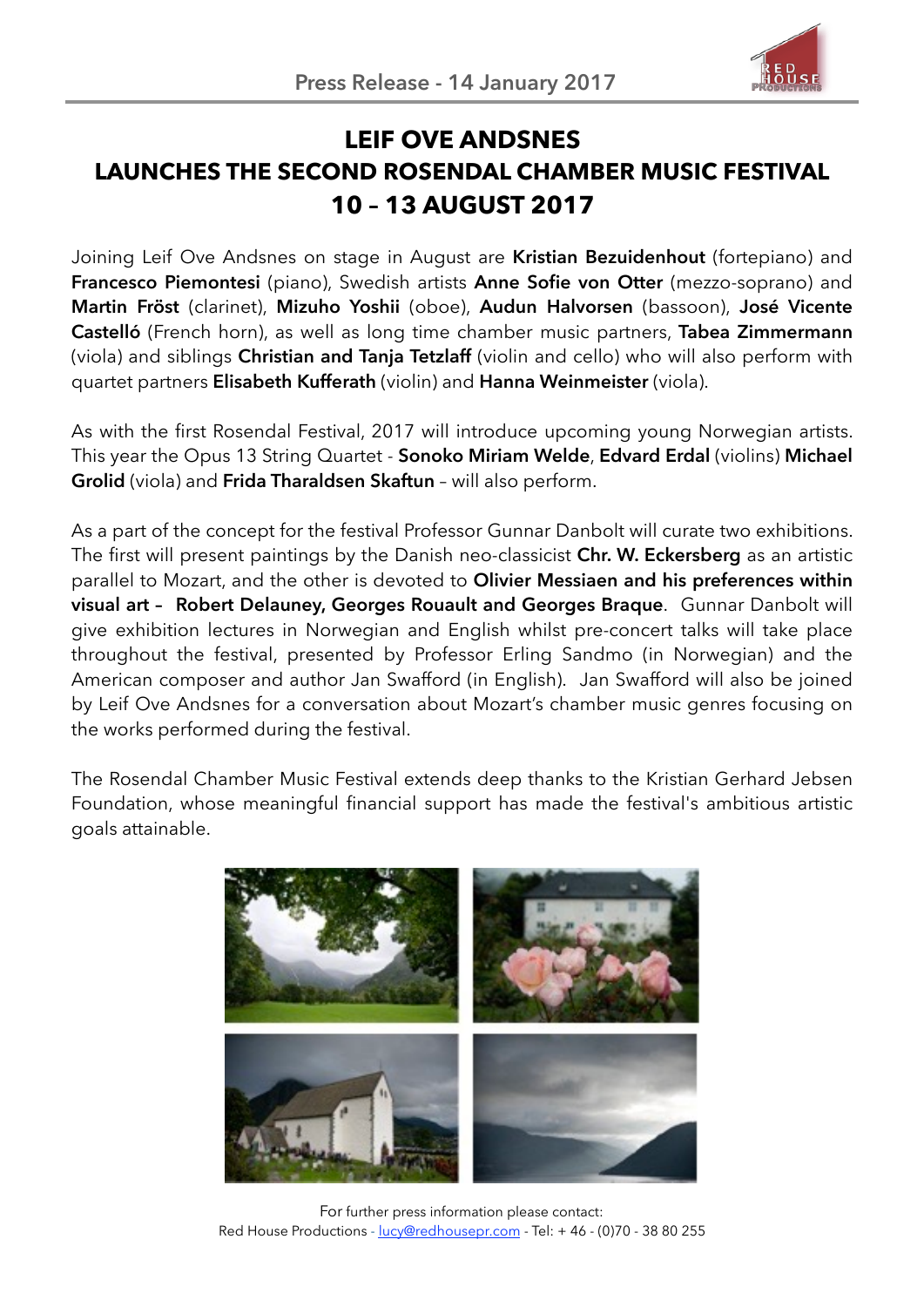Press Release - 14 January 2017

# LEIF OVE ANDSNES
# LAUNCHES THE SECOND ROSENDAL CHAMBER MUSIC FESTIVAL
# 10 – 13 AUGUST 2017

Joining Leif Ove Andsnes on stage in August are **Kristian Bezuidenhout** (fortepiano) and **Francesco Piemontesi** (piano), Swedish artists **Anne Sofie von Otter** (mezzo-soprano) and **Martin Fröst** (clarinet), **Mizuho Yoshii** (oboe), **Audun Halvorsen** (bassoon), **José Vicente Castelló** (French horn), as well as long time chamber music partners, **Tabea Zimmermann** (viola) and siblings **Christian and Tanja Tetzlaff** (violin and cello) who will also perform with quartet partners **Elisabeth Kufferath** (violin) and **Hanna Weinmeister** (viola).

As with the first Rosendal Festival, 2017 will introduce upcoming young Norwegian artists. This year the Opus 13 String Quartet - **Sonoko Miriam Welde**, **Edvard Erdal** (violins) **Michael Grolid** (viola) and **Frida Tharaldsen Skaftun** – will also perform.

As a part of the concept for the festival Professor Gunnar Danbolt will curate two exhibitions. The first will present paintings by the Danish neo-classicist **Chr. W. Eckersberg** as an artistic parallel to Mozart, and the other is devoted to **Olivier Messiaen and his preferences within visual art – Robert Delauney, Georges Rouault and Georges Braque**. Gunnar Danbolt will give exhibition lectures in Norwegian and English whilst pre-concert talks will take place throughout the festival, presented by Professor Erling Sandmo (in Norwegian) and the American composer and author Jan Swafford (in English). Jan Swafford will also be joined by Leif Ove Andsnes for a conversation about Mozart's chamber music genres focusing on the works performed during the festival.

The Rosendal Chamber Music Festival extends deep thanks to the Kristian Gerhard Jebsen Foundation, whose meaningful financial support has made the festival's ambitious artistic goals attainable.

For further press information please contact:
Red House Productions - lucy@redhousepr.com - Tel: + 46 - (0)70 - 38 80 255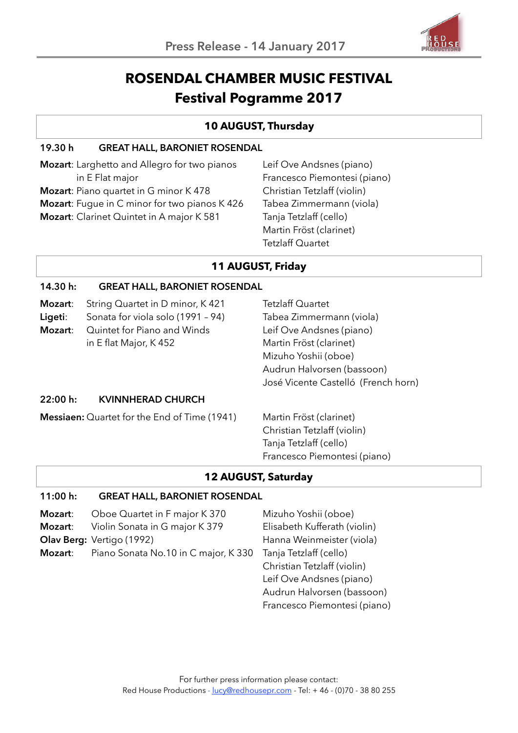# ROSENDAL CHAMBER MUSIC FESTIVAL
# Festival Pogramme 2017

## 10 AUGUST, Thursday

**19.30 h GREAT HALL, BARONIET ROSENDAL**

| Programme | Performers |
| --- | --- |
| **Mozart**: Larghetto and Allegro for two pianos in E Flat major | Leif Ove Andsnes (piano) |
| **Mozart**: Piano quartet in G minor K 478 | Francesco Piemontesi (piano) |
| **Mozart**: Fugue in C minor for two pianos K 426 | Christian Tetzlaff (violin) |
| **Mozart**: Clarinet Quintet in A major K 581 | Tabea Zimmermann (viola) |
| | Tanja Tetzlaff (cello) |
| | Martin Fröst (clarinet) |
| | Tetzlaff Quartet |

## 11 AUGUST, Friday

**14.30 h: GREAT HALL, BARONIET ROSENDAL**

| Programme | Performers |
| --- | --- |
| **Mozart**: String Quartet in D minor, K 421 | Tetzlaff Quartet |
| **Ligeti**: Sonata for viola solo (1991 – 94) | Tabea Zimmermann (viola) |
| **Mozart**: Quintet for Piano and Winds in E flat Major, K 452 | Leif Ove Andsnes (piano) |
| | Martin Fröst (clarinet) |
| | Mizuho Yoshii (oboe) |
| | Audrun Halvorsen (bassoon) |
| | José Vicente Castelló (French horn) |

**22:00 h: KVINNHERAD CHURCH**

| Programme | Performers |
| --- | --- |
| **Messiaen:** Quartet for the End of Time (1941) | Martin Fröst (clarinet) |
| | Christian Tetzlaff (violin) |
| | Tanja Tetzlaff (cello) |
| | Francesco Piemontesi (piano) |

## 12 AUGUST, Saturday

**11:00 h: GREAT HALL, BARONIET ROSENDAL**

| Programme | Performers |
| --- | --- |
| **Mozart**: Oboe Quartet in F major K 370 | Mizuho Yoshii (oboe) |
| **Mozart**: Violin Sonata in G major K 379 | Elisabeth Kufferath (violin) |
| **Olav Berg:** Vertigo (1992) | Hanna Weinmeister (viola) |
| **Mozart**: Piano Sonata No.10 in C major, K 330 | Tanja Tetzlaff (cello) |
| | Christian Tetzlaff (violin) |
| | Leif Ove Andsnes (piano) |
| | Audrun Halvorsen (bassoon) |
| | Francesco Piemontesi (piano) |

For further press information please contact:
Red House Productions - lucy@redhousepr.com - Tel: + 46 - (0)70 - 38 80 255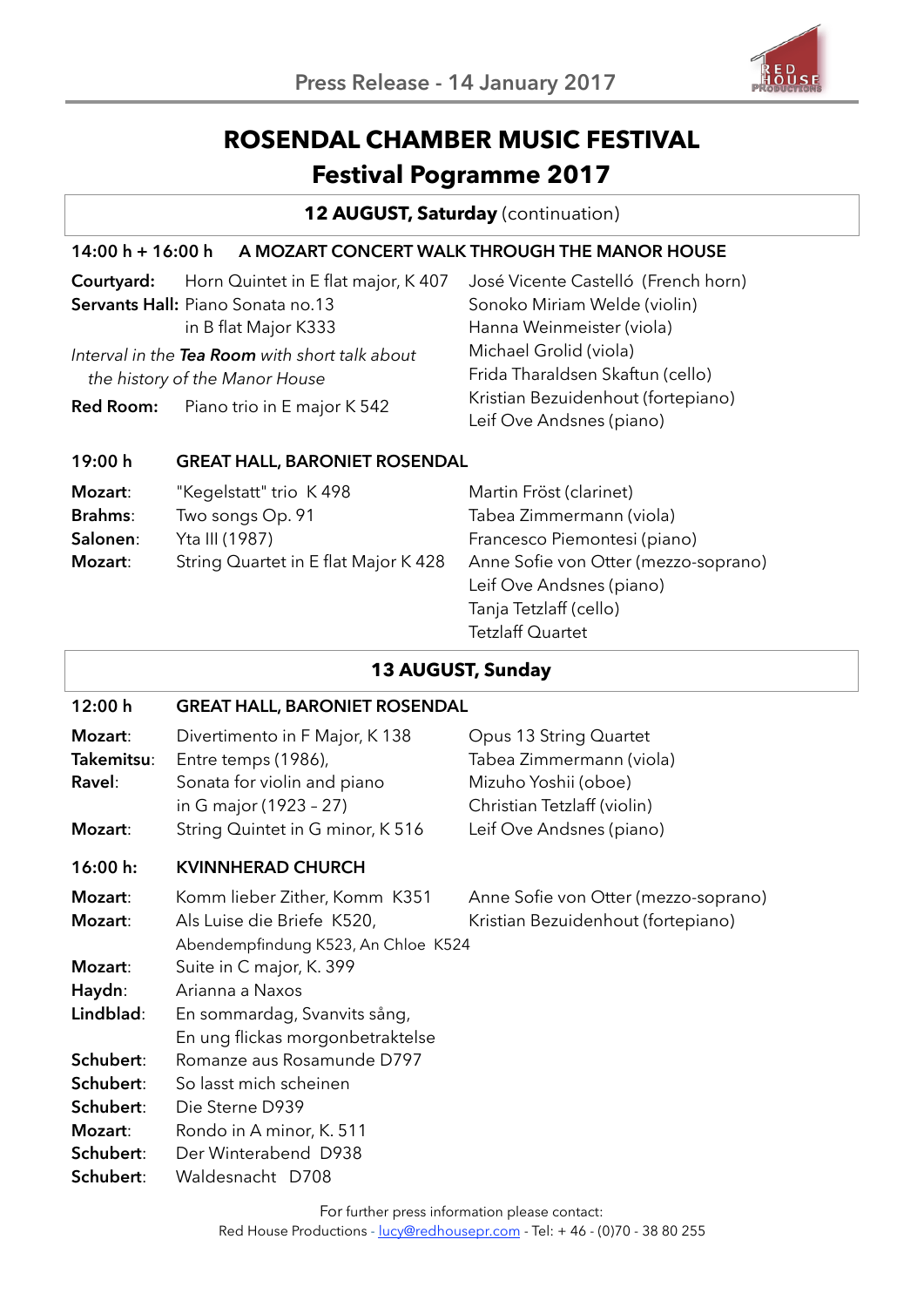# ROSENDAL CHAMBER MUSIC FESTIVAL

## Festival Pogramme 2017

**12 AUGUST, Saturday** (continuation)

**14:00 h + 16:00 h A MOZART CONCERT WALK THROUGH THE MANOR HOUSE**

| | | |
|---|---|---|
| **Courtyard:** | Horn Quintet in E flat major, K 407 | José Vicente Castelló (French horn) |
| **Servants Hall:** | Piano Sonata no.13 in B flat Major K333 | Sonoko Miriam Welde (violin) |
| *Interval in the **Tea Room** with short talk about the history of the Manor House* | | Hanna Weinmeister (viola) |
| | | Michael Grolid (viola) |
| | | Frida Tharaldsen Skaftun (cello) |
| **Red Room:** | Piano trio in E major K 542 | Kristian Bezuidenhout (fortepiano) |
| | | Leif Ove Andsnes (piano) |

**19:00 h GREAT HALL, BARONIET ROSENDAL**

| | | |
|---|---|---|
| **Mozart**: | "Kegelstatt" trio K 498 | Martin Fröst (clarinet) |
| **Brahms**: | Two songs Op. 91 | Tabea Zimmermann (viola) |
| **Salonen**: | Yta III (1987) | Francesco Piemontesi (piano) |
| **Mozart**: | String Quartet in E flat Major K 428 | Anne Sofie von Otter (mezzo-soprano) |
| | | Leif Ove Andsnes (piano) |
| | | Tanja Tetzlaff (cello) |
| | | Tetzlaff Quartet |

**13 AUGUST, Sunday**

**12:00 h GREAT HALL, BARONIET ROSENDAL**

| | | |
|---|---|---|
| **Mozart**: | Divertimento in F Major, K 138 | Opus 13 String Quartet |
| **Takemitsu**: | Entre temps (1986), | Tabea Zimmermann (viola) |
| **Ravel**: | Sonata for violin and piano in G major (1923 – 27) | Mizuho Yoshii (oboe) |
| | | Christian Tetzlaff (violin) |
| **Mozart**: | String Quintet in G minor, K 516 | Leif Ove Andsnes (piano) |

**16:00 h: KVINNHERAD CHURCH**

| | | |
|---|---|---|
| **Mozart**: | Komm lieber Zither, Komm K351 | Anne Sofie von Otter (mezzo-soprano) |
| **Mozart**: | Als Luise die Briefe K520, Abendempfindung K523, An Chloe K524 | Kristian Bezuidenhout (fortepiano) |
| **Mozart**: | Suite in C major, K. 399 | |
| **Haydn**: | Arianna a Naxos | |
| **Lindblad**: | En sommardag, Svanvits sång, En ung flickas morgonbetraktelse | |
| **Schubert**: | Romanze aus Rosamunde D797 | |
| **Schubert**: | So lasst mich scheinen | |
| **Schubert**: | Die Sterne D939 | |
| **Mozart**: | Rondo in A minor, K. 511 | |
| **Schubert**: | Der Winterabend D938 | |
| **Schubert**: | Waldesnacht D708 | |

For further press information please contact:
Red House Productions - lucy@redhousepr.com - Tel: + 46 - (0)70 - 38 80 255